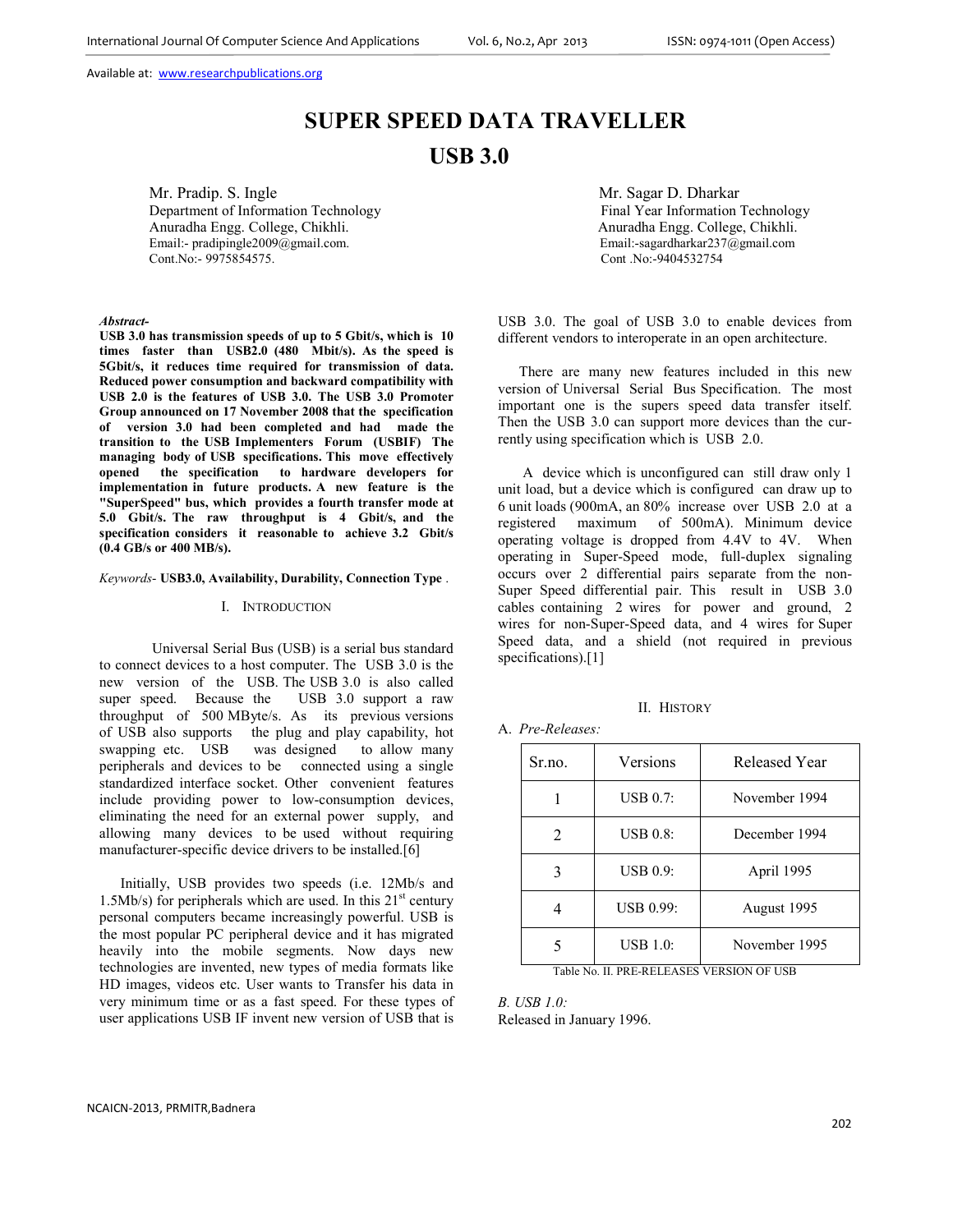Available at: www.researchpublications.org

# SUPER SPEED DATA TRAVELLER USB 3.0

Mr. Pradip. S. Ingle
Department of Information Technology
Anuradha Engg. College, Chikhli.
Email:- pradipingle2009@gmail.com.
Cont.No:- 9975854575.

Mr. Sagar D. Dharkar
Final Year Information Technology
Anuradha Engg. College, Chikhli.
Email:-sagardharkar237@gmail.com
Cont .No:-9404532754

***Abstract-***
**USB 3.0 has transmission speeds of up to 5 Gbit/s, which is 10 times faster than USB2.0 (480 Mbit/s). As the speed is 5Gbit/s, it reduces time required for transmission of data. Reduced power consumption and backward compatibility with USB 2.0 is the features of USB 3.0. The USB 3.0 Promoter Group announced on 17 November 2008 that the specification of version 3.0 had been completed and had made the transition to the USB Implementers Forum (USBIF) The managing body of USB specifications. This move effectively opened the specification to hardware developers for implementation in future products. A new feature is the "SuperSpeed" bus, which provides a fourth transfer mode at 5.0 Gbit/s. The raw throughput is 4 Gbit/s, and the specification considers it reasonable to achieve 3.2 Gbit/s (0.4 GB/s or 400 MB/s).**

*Keywords-* **USB3.0, Availability, Durability, Connection Type** .

## I. Introduction

Universal Serial Bus (USB) is a serial bus standard to connect devices to a host computer. The USB 3.0 is the new version of the USB. The USB 3.0 is also called super speed. Because the USB 3.0 support a raw throughput of 500 MByte/s. As its previous versions of USB also supports the plug and play capability, hot swapping etc. USB was designed to allow many peripherals and devices to be connected using a single standardized interface socket. Other convenient features include providing power to low-consumption devices, eliminating the need for an external power supply, and allowing many devices to be used without requiring manufacturer-specific device drivers to be installed.[6]

Initially, USB provides two speeds (i.e. 12Mb/s and 1.5Mb/s) for peripherals which are used. In this 21st century personal computers became increasingly powerful. USB is the most popular PC peripheral device and it has migrated heavily into the mobile segments. Now days new technologies are invented, new types of media formats like HD images, videos etc. User wants to Transfer his data in very minimum time or as a fast speed. For these types of user applications USB IF invent new version of USB that is USB 3.0. The goal of USB 3.0 to enable devices from different vendors to interoperate in an open architecture.

There are many new features included in this new version of Universal Serial Bus Specification. The most important one is the supers speed data transfer itself. Then the USB 3.0 can support more devices than the currently using specification which is USB 2.0.

A device which is unconfigured can still draw only 1 unit load, but a device which is configured can draw up to 6 unit loads (900mA, an 80% increase over USB 2.0 at a registered maximum of 500mA). Minimum device operating voltage is dropped from 4.4V to 4V. When operating in Super-Speed mode, full-duplex signaling occurs over 2 differential pairs separate from the non-Super Speed differential pair. This result in USB 3.0 cables containing 2 wires for power and ground, 2 wires for non-Super-Speed data, and 4 wires for Super Speed data, and a shield (not required in previous specifications).[1]

## II. History

### A. *Pre-Releases:*

| Sr.no. | Versions | Released Year |
|---|---|---|
| 1 | USB 0.7: | November 1994 |
| 2 | USB 0.8: | December 1994 |
| 3 | USB 0.9: | April 1995 |
| 4 | USB 0.99: | August 1995 |
| 5 | USB 1.0: | November 1995 |

Table No. II. PRE-RELEASES VERSION OF USB

### *B. USB 1.0:*

Released in January 1996.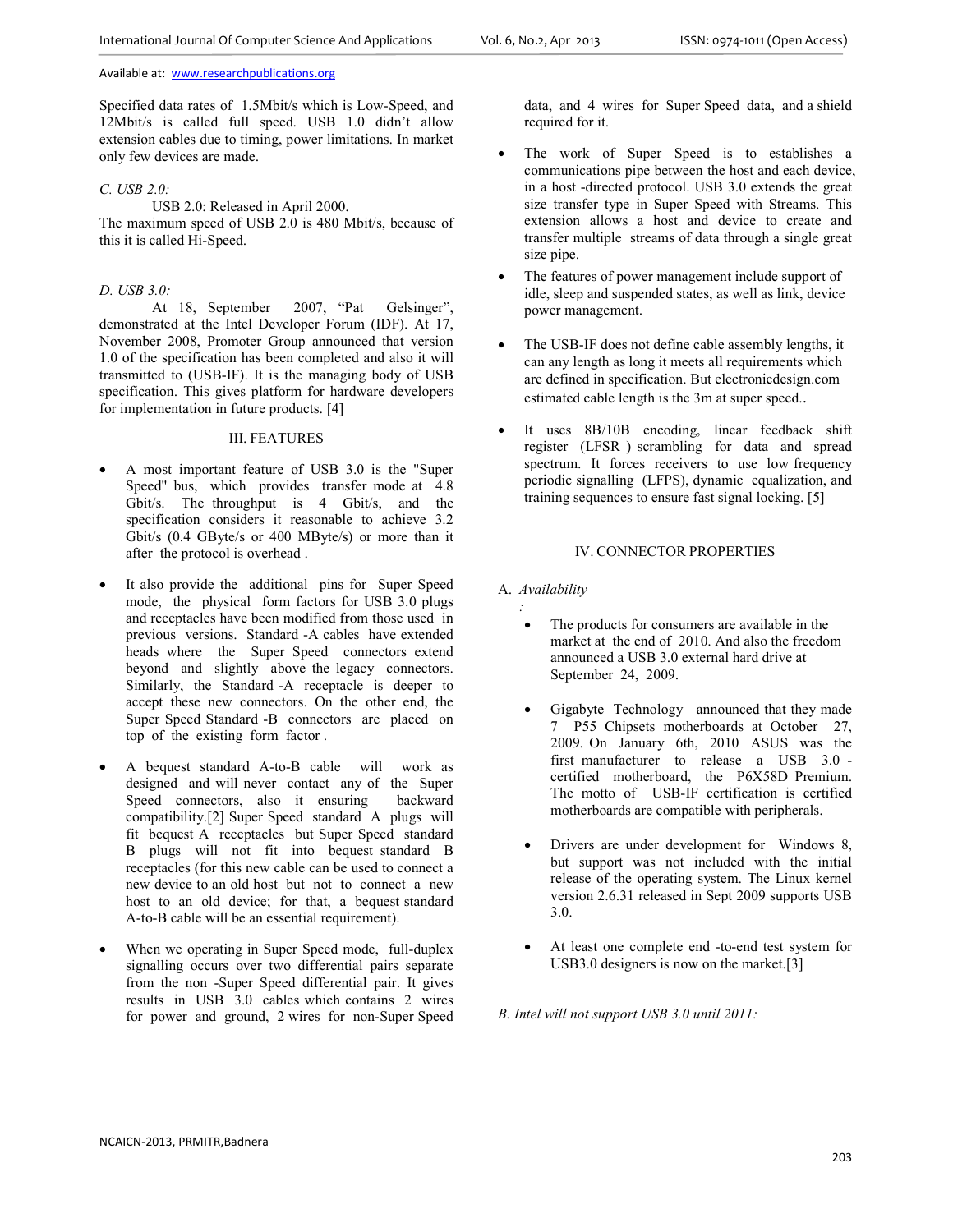Specified data rates of 1.5Mbit/s which is Low-Speed, and 12Mbit/s is called full speed. USB 1.0 didn't allow extension cables due to timing, power limitations. In market only few devices are made.

*C. USB 2.0:*

USB 2.0: Released in April 2000.
The maximum speed of USB 2.0 is 480 Mbit/s, because of this it is called Hi-Speed.

*D. USB 3.0:*

At 18, September 2007, "Pat Gelsinger", demonstrated at the Intel Developer Forum (IDF). At 17, November 2008, Promoter Group announced that version 1.0 of the specification has been completed and also it will transmitted to (USB-IF). It is the managing body of USB specification. This gives platform for hardware developers for implementation in future products. [4]

## III. FEATURES

- A most important feature of USB 3.0 is the "Super Speed" bus, which provides transfer mode at 4.8 Gbit/s. The throughput is 4 Gbit/s, and the specification considers it reasonable to achieve 3.2 Gbit/s (0.4 GByte/s or 400 MByte/s) or more than it after the protocol is overhead .

- It also provide the additional pins for Super Speed mode, the physical form factors for USB 3.0 plugs and receptacles have been modified from those used in previous versions. Standard -A cables have extended heads where the Super Speed connectors extend beyond and slightly above the legacy connectors. Similarly, the Standard -A receptacle is deeper to accept these new connectors. On the other end, the Super Speed Standard -B connectors are placed on top of the existing form factor .

- A bequest standard A-to-B cable will work as designed and will never contact any of the Super Speed connectors, also it ensuring backward compatibility.[2] Super Speed standard A plugs will fit bequest A receptacles but Super Speed standard B plugs will not fit into bequest standard B receptacles (for this new cable can be used to connect a new device to an old host but not to connect a new host to an old device; for that, a bequest standard A-to-B cable will be an essential requirement).

- When we operating in Super Speed mode, full-duplex signalling occurs over two differential pairs separate from the non -Super Speed differential pair. It gives results in USB 3.0 cables which contains 2 wires for power and ground, 2 wires for non-Super Speed data, and 4 wires for Super Speed data, and a shield required for it.

- The work of Super Speed is to establishes a communications pipe between the host and each device, in a host -directed protocol. USB 3.0 extends the great size transfer type in Super Speed with Streams. This extension allows a host and device to create and transfer multiple streams of data through a single great size pipe.

- The features of power management include support of idle, sleep and suspended states, as well as link, device power management.

- The USB-IF does not define cable assembly lengths, it can any length as long it meets all requirements which are defined in specification. But electronicdesign.com estimated cable length is the 3m at super speed..

- It uses 8B/10B encoding, linear feedback shift register (LFSR ) scrambling for data and spread spectrum. It forces receivers to use low frequency periodic signalling (LFPS), dynamic equalization, and training sequences to ensure fast signal locking. [5]

## IV. CONNECTOR PROPERTIES

*A. Availability*
*:*

- The products for consumers are available in the market at the end of 2010. And also the freedom announced a USB 3.0 external hard drive at September 24, 2009.

- Gigabyte Technology announced that they made 7 P55 Chipsets motherboards at October 27, 2009. On January 6th, 2010 ASUS was the first manufacturer to release a USB 3.0 - certified motherboard, the P6X58D Premium. The motto of USB-IF certification is certified motherboards are compatible with peripherals.

- Drivers are under development for Windows 8, but support was not included with the initial release of the operating system. The Linux kernel version 2.6.31 released in Sept 2009 supports USB 3.0.

- At least one complete end -to-end test system for USB3.0 designers is now on the market.[3]

*B. Intel will not support USB 3.0 until 2011:*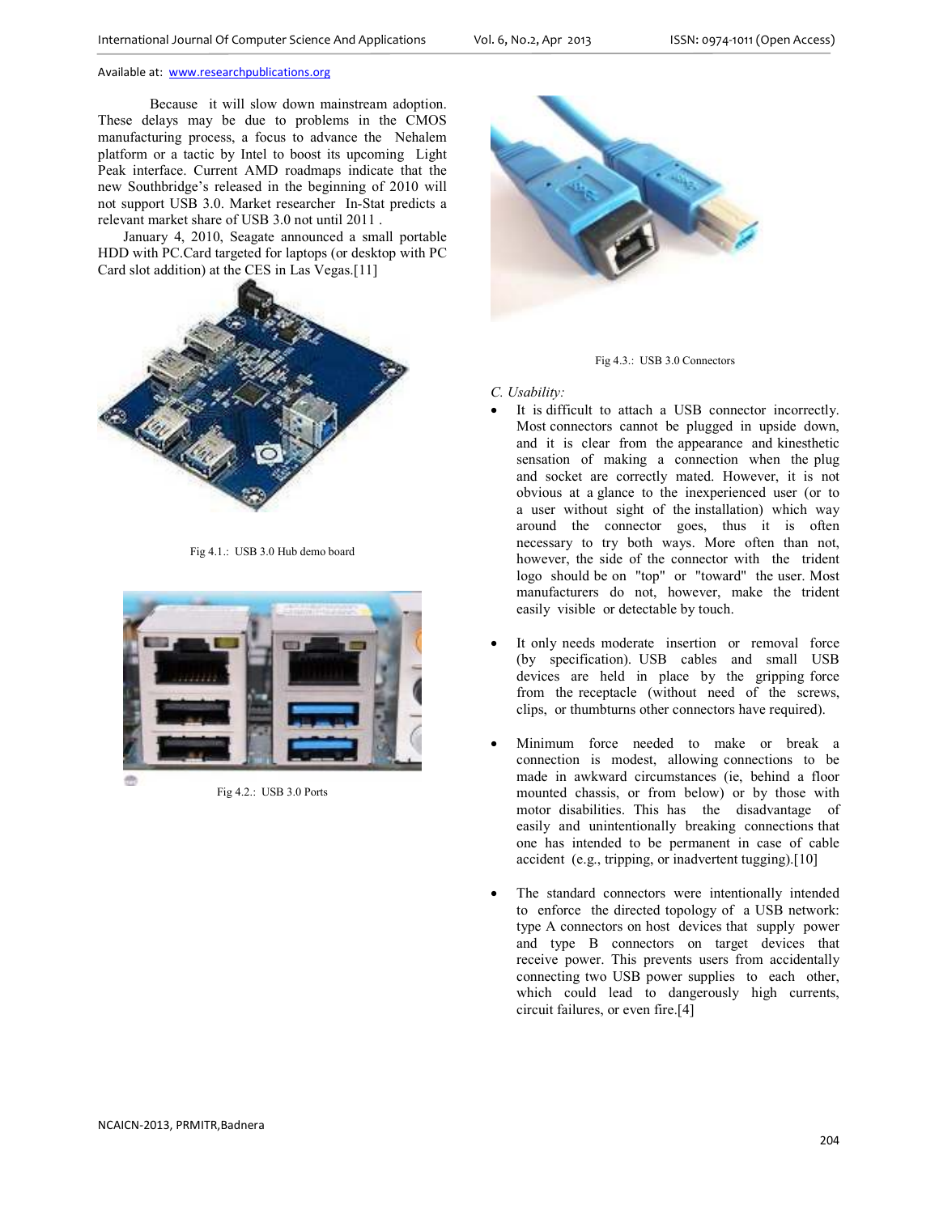Because it will slow down mainstream adoption. These delays may be due to problems in the CMOS manufacturing process, a focus to advance the Nehalem platform or a tactic by Intel to boost its upcoming Light Peak interface. Current AMD roadmaps indicate that the new Southbridge's released in the beginning of 2010 will not support USB 3.0. Market researcher In-Stat predicts a relevant market share of USB 3.0 not until 2011 .

January 4, 2010, Seagate announced a small portable HDD with PC.Card targeted for laptops (or desktop with PC Card slot addition) at the CES in Las Vegas.[11]

Fig 4.1.: USB 3.0 Hub demo board

Fig 4.2.: USB 3.0 Ports

Fig 4.3.: USB 3.0 Connectors

*C. Usability:*

- It is difficult to attach a USB connector incorrectly. Most connectors cannot be plugged in upside down, and it is clear from the appearance and kinesthetic sensation of making a connection when the plug and socket are correctly mated. However, it is not obvious at a glance to the inexperienced user (or to a user without sight of the installation) which way around the connector goes, thus it is often necessary to try both ways. More often than not, however, the side of the connector with the trident logo should be on "top" or "toward" the user. Most manufacturers do not, however, make the trident easily visible or detectable by touch.

- It only needs moderate insertion or removal force (by specification). USB cables and small USB devices are held in place by the gripping force from the receptacle (without need of the screws, clips, or thumbturns other connectors have required).

- Minimum force needed to make or break a connection is modest, allowing connections to be made in awkward circumstances (ie, behind a floor mounted chassis, or from below) or by those with motor disabilities. This has the disadvantage of easily and unintentionally breaking connections that one has intended to be permanent in case of cable accident (e.g., tripping, or inadvertent tugging).[10]

- The standard connectors were intentionally intended to enforce the directed topology of a USB network: type A connectors on host devices that supply power and type B connectors on target devices that receive power. This prevents users from accidentally connecting two USB power supplies to each other, which could lead to dangerously high currents, circuit failures, or even fire.[4]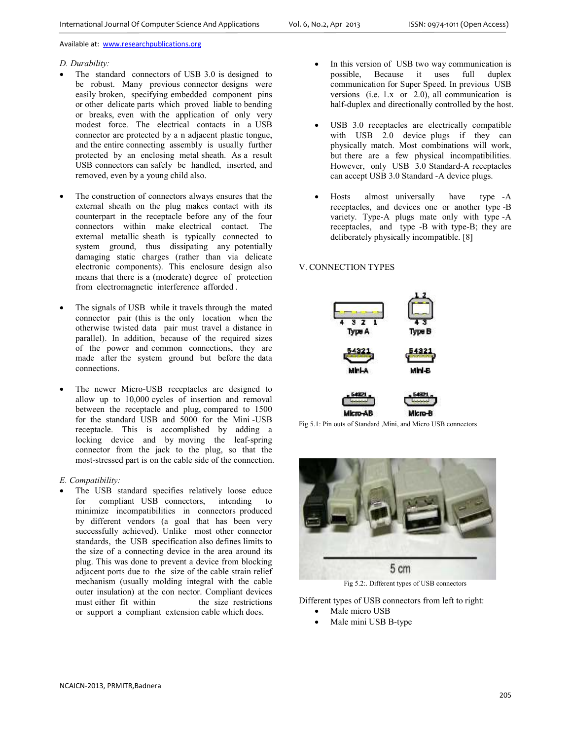Available at: www.researchpublications.org

*D. Durability:*

- The standard connectors of USB 3.0 is designed to be robust. Many previous connector designs were easily broken, specifying embedded component pins or other delicate parts which proved liable to bending or breaks, even with the application of only very modest force. The electrical contacts in a USB connector are protected by a n adjacent plastic tongue, and the entire connecting assembly is usually further protected by an enclosing metal sheath. As a result USB connectors can safely be handled, inserted, and removed, even by a young child also.

- The construction of connectors always ensures that the external sheath on the plug makes contact with its counterpart in the receptacle before any of the four connectors within make electrical contact. The external metallic sheath is typically connected to system ground, thus dissipating any potentially damaging static charges (rather than via delicate electronic components). This enclosure design also means that there is a (moderate) degree of protection from electromagnetic interference afforded .

- The signals of USB while it travels through the mated connector pair (this is the only location when the otherwise twisted data pair must travel a distance in parallel). In addition, because of the required sizes of the power and common connections, they are made after the system ground but before the data connections.

- The newer Micro-USB receptacles are designed to allow up to 10,000 cycles of insertion and removal between the receptacle and plug, compared to 1500 for the standard USB and 5000 for the Mini -USB receptacle. This is accomplished by adding a locking device and by moving the leaf-spring connector from the jack to the plug, so that the most-stressed part is on the cable side of the connection.

*E. Compatibility:*

- The USB standard specifies relatively loose educe for compliant USB connectors, intending to minimize incompatibilities in connectors produced by different vendors (a goal that has been very successfully achieved). Unlike most other connector standards, the USB specification also defines limits to the size of a connecting device in the area around its plug. This was done to prevent a device from blocking adjacent ports due to the size of the cable strain relief mechanism (usually molding integral with the cable outer insulation) at the con nector. Compliant devices must either fit within the size restrictions or support a compliant extension cable which does.

- In this version of USB two way communication is possible, Because it uses full duplex communication for Super Speed. In previous USB versions (i.e. 1.x or 2.0), all communication is half-duplex and directionally controlled by the host.

- USB 3.0 receptacles are electrically compatible with USB 2.0 device plugs if they can physically match. Most combinations will work, but there are a few physical incompatibilities. However, only USB 3.0 Standard-A receptacles can accept USB 3.0 Standard -A device plugs.

- Hosts almost universally have type -A receptacles, and devices one or another type -B variety. Type-A plugs mate only with type -A receptacles, and type -B with type-B; they are deliberately physically incompatible. [8]

## V. CONNECTION TYPES

Fig 5.1: Pin outs of Standard ,Mini, and Micro USB connectors

Fig 5.2:. Different types of USB connectors

Different types of USB connectors from left to right:

- Male micro USB
- Male mini USB B-type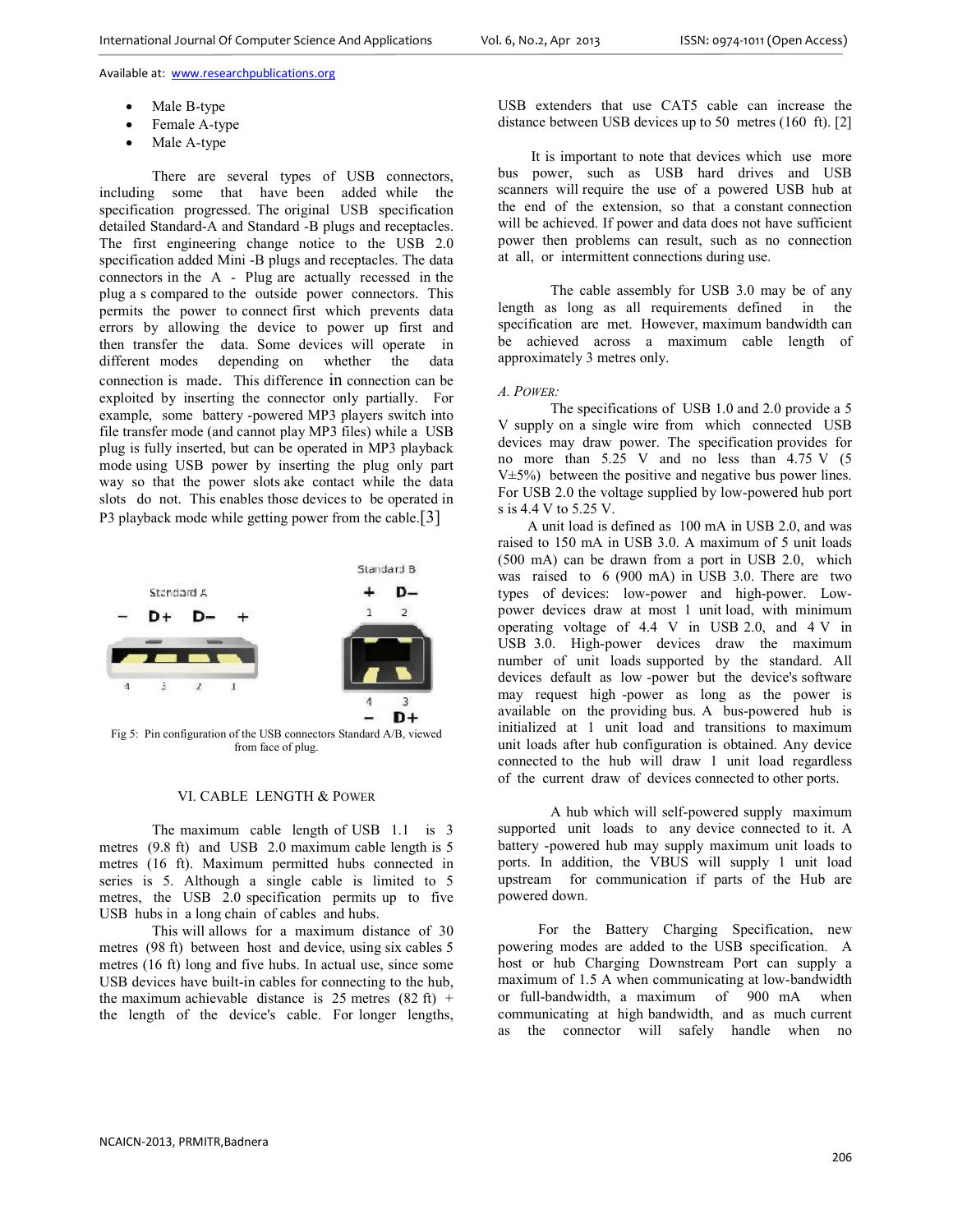- Male B-type
- Female A-type
- Male A-type

There are several types of USB connectors, including some that have been added while the specification progressed. The original USB specification detailed Standard-A and Standard -B plugs and receptacles. The first engineering change notice to the USB 2.0 specification added Mini -B plugs and receptacles. The data connectors in the A - Plug are actually recessed in the plug a s compared to the outside power connectors. This permits the power to connect first which prevents data errors by allowing the device to power up first and then transfer the data. Some devices will operate in different modes depending on whether the data connection is made. This difference in connection can be exploited by inserting the connector only partially. For example, some battery -powered MP3 players switch into file transfer mode (and cannot play MP3 files) while a USB plug is fully inserted, but can be operated in MP3 playback mode using USB power by inserting the plug only part way so that the power slots ake contact while the data slots do not. This enables those devices to be operated in P3 playback mode while getting power from the cable.[3]

Fig 5: Pin configuration of the USB connectors Standard A/B, viewed from face of plug.

## VI. CABLE LENGTH & POWER

The maximum cable length of USB 1.1 is 3 metres (9.8 ft) and USB 2.0 maximum cable length is 5 metres (16 ft). Maximum permitted hubs connected in series is 5. Although a single cable is limited to 5 metres, the USB 2.0 specification permits up to five USB hubs in a long chain of cables and hubs.

This will allows for a maximum distance of 30 metres (98 ft) between host and device, using six cables 5 metres (16 ft) long and five hubs. In actual use, since some USB devices have built-in cables for connecting to the hub, the maximum achievable distance is 25 metres (82 ft) + the length of the device's cable. For longer lengths, USB extenders that use CAT5 cable can increase the distance between USB devices up to 50 metres (160 ft). [2]

It is important to note that devices which use more bus power, such as USB hard drives and USB scanners will require the use of a powered USB hub at the end of the extension, so that a constant connection will be achieved. If power and data does not have sufficient power then problems can result, such as no connection at all, or intermittent connections during use.

The cable assembly for USB 3.0 may be of any length as long as all requirements defined in the specification are met. However, maximum bandwidth can be achieved across a maximum cable length of approximately 3 metres only.

### A. POWER:

The specifications of USB 1.0 and 2.0 provide a 5 V supply on a single wire from which connected USB devices may draw power. The specification provides for no more than 5.25 V and no less than 4.75 V (5 V±5%) between the positive and negative bus power lines. For USB 2.0 the voltage supplied by low-powered hub port s is 4.4 V to 5.25 V.

A unit load is defined as 100 mA in USB 2.0, and was raised to 150 mA in USB 3.0. A maximum of 5 unit loads (500 mA) can be drawn from a port in USB 2.0, which was raised to 6 (900 mA) in USB 3.0. There are two types of devices: low-power and high-power. Low-power devices draw at most 1 unit load, with minimum operating voltage of 4.4 V in USB 2.0, and 4 V in USB 3.0. High-power devices draw the maximum number of unit loads supported by the standard. All devices default as low -power but the device's software may request high -power as long as the power is available on the providing bus. A bus-powered hub is initialized at 1 unit load and transitions to maximum unit loads after hub configuration is obtained. Any device connected to the hub will draw 1 unit load regardless of the current draw of devices connected to other ports.

A hub which will self-powered supply maximum supported unit loads to any device connected to it. A battery -powered hub may supply maximum unit loads to ports. In addition, the VBUS will supply 1 unit load upstream for communication if parts of the Hub are powered down.

For the Battery Charging Specification, new powering modes are added to the USB specification. A host or hub Charging Downstream Port can supply a maximum of 1.5 A when communicating at low-bandwidth or full-bandwidth, a maximum of 900 mA when communicating at high bandwidth, and as much current as the connector will safely handle when no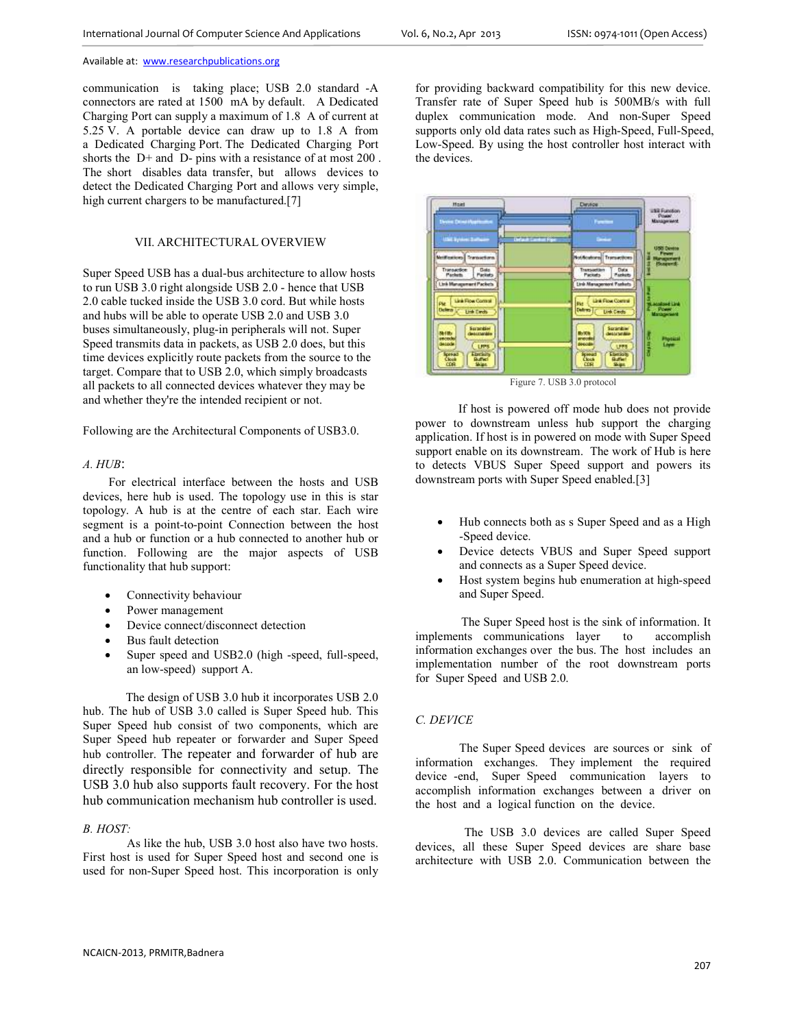communication is taking place; USB 2.0 standard -A connectors are rated at 1500 mA by default. A Dedicated Charging Port can supply a maximum of 1.8 A of current at 5.25 V. A portable device can draw up to 1.8 A from a Dedicated Charging Port. The Dedicated Charging Port shorts the D+ and D- pins with a resistance of at most 200 . The short disables data transfer, but allows devices to detect the Dedicated Charging Port and allows very simple, high current chargers to be manufactured.[7]

## VII. ARCHITECTURAL OVERVIEW

Super Speed USB has a dual-bus architecture to allow hosts to run USB 3.0 right alongside USB 2.0 - hence that USB 2.0 cable tucked inside the USB 3.0 cord. But while hosts and hubs will be able to operate USB 2.0 and USB 3.0 buses simultaneously, plug-in peripherals will not. Super Speed transmits data in packets, as USB 2.0 does, but this time devices explicitly route packets from the source to the target. Compare that to USB 2.0, which simply broadcasts all packets to all connected devices whatever they may be and whether they're the intended recipient or not.

Following are the Architectural Components of USB3.0.

### *A. HUB*:

For electrical interface between the hosts and USB devices, here hub is used. The topology use in this is star topology. A hub is at the centre of each star. Each wire segment is a point-to-point Connection between the host and a hub or function or a hub connected to another hub or function. Following are the major aspects of USB functionality that hub support:

- Connectivity behaviour
- Power management
- Device connect/disconnect detection
- Bus fault detection
- Super speed and USB2.0 (high -speed, full-speed, an low-speed) support A.

The design of USB 3.0 hub it incorporates USB 2.0 hub. The hub of USB 3.0 called is Super Speed hub. This Super Speed hub consist of two components, which are Super Speed hub repeater or forwarder and Super Speed hub controller. The repeater and forwarder of hub are directly responsible for connectivity and setup. The USB 3.0 hub also supports fault recovery. For the host hub communication mechanism hub controller is used.

### *B. HOST:*

As like the hub, USB 3.0 host also have two hosts. First host is used for Super Speed host and second one is used for non-Super Speed host. This incorporation is only for providing backward compatibility for this new device. Transfer rate of Super Speed hub is 500MB/s with full duplex communication mode. And non-Super Speed supports only old data rates such as High-Speed, Full-Speed, Low-Speed. By using the host controller host interact with the devices.

Figure 7. USB 3.0 protocol

If host is powered off mode hub does not provide power to downstream unless hub support the charging application. If host is in powered on mode with Super Speed support enable on its downstream. The work of Hub is here to detects VBUS Super Speed support and powers its downstream ports with Super Speed enabled.[3]

- Hub connects both as s Super Speed and as a High -Speed device.
- Device detects VBUS and Super Speed support and connects as a Super Speed device.
- Host system begins hub enumeration at high-speed and Super Speed.

The Super Speed host is the sink of information. It implements communications layer to accomplish information exchanges over the bus. The host includes an implementation number of the root downstream ports for Super Speed and USB 2.0.

### *C. DEVICE*

The Super Speed devices are sources or sink of information exchanges. They implement the required device -end, Super Speed communication layers to accomplish information exchanges between a driver on the host and a logical function on the device.

The USB 3.0 devices are called Super Speed devices, all these Super Speed devices are share base architecture with USB 2.0. Communication between the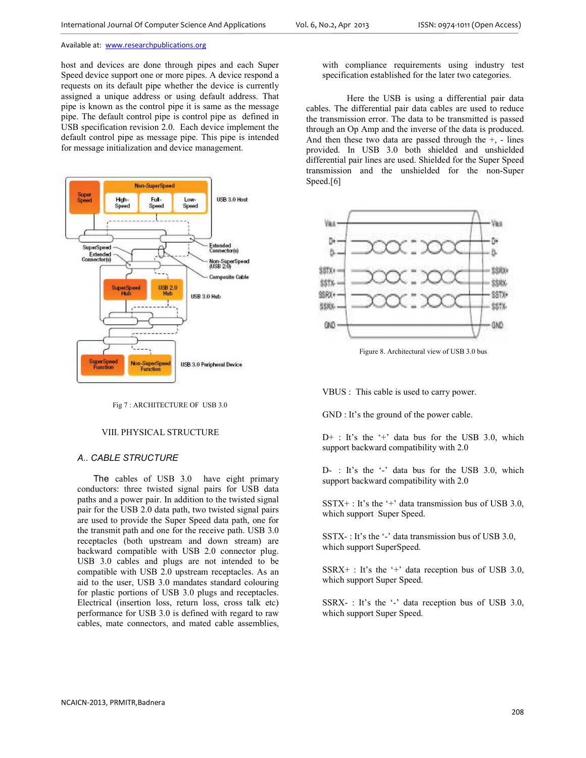host and devices are done through pipes and each Super Speed device support one or more pipes. A device respond a requests on its default pipe whether the device is currently assigned a unique address or using default address. That pipe is known as the control pipe it is same as the message pipe. The default control pipe is control pipe as defined in USB specification revision 2.0. Each device implement the default control pipe as message pipe. This pipe is intended for message initialization and device management.

Fig 7 : ARCHITECTURE OF USB 3.0

## VIII. PHYSICAL STRUCTURE

### A.. CABLE STRUCTURE

The cables of USB 3.0 have eight primary conductors: three twisted signal pairs for USB data paths and a power pair. In addition to the twisted signal pair for the USB 2.0 data path, two twisted signal pairs are used to provide the Super Speed data path, one for the transmit path and one for the receive path. USB 3.0 receptacles (both upstream and down stream) are backward compatible with USB 2.0 connector plug. USB 3.0 cables and plugs are not intended to be compatible with USB 2.0 upstream receptacles. As an aid to the user, USB 3.0 mandates standard colouring for plastic portions of USB 3.0 plugs and receptacles. Electrical (insertion loss, return loss, cross talk etc) performance for USB 3.0 is defined with regard to raw cables, mate connectors, and mated cable assemblies, with compliance requirements using industry test specification established for the later two categories.

Here the USB is using a differential pair data cables. The differential pair data cables are used to reduce the transmission error. The data to be transmitted is passed through an Op Amp and the inverse of the data is produced. And then these two data are passed through the +, - lines provided. In USB 3.0 both shielded and unshielded differential pair lines are used. Shielded for the Super Speed transmission and the unshielded for the non-Super Speed.[6]

Figure 8. Architectural view of USB 3.0 bus

VBUS : This cable is used to carry power.

GND : It's the ground of the power cable.

D+ : It's the '+' data bus for the USB 3.0, which support backward compatibility with 2.0

D- : It's the '-' data bus for the USB 3.0, which support backward compatibility with 2.0

SSTX+ : It's the '+' data transmission bus of USB 3.0, which support Super Speed.

SSTX- : It's the '-' data transmission bus of USB 3.0, which support SuperSpeed.

SSRX+ : It's the '+' data reception bus of USB 3.0, which support Super Speed.

SSRX- : It's the '-' data reception bus of USB 3.0, which support Super Speed.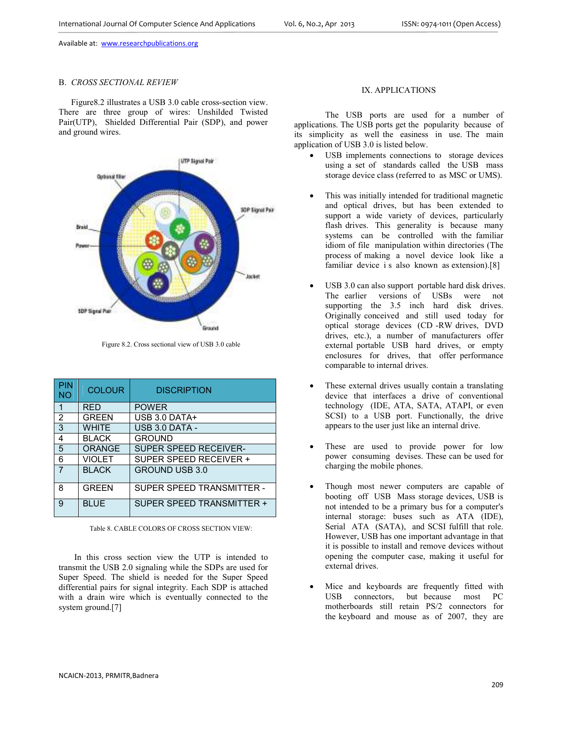### B. *CROSS SECTIONAL REVIEW*

Figure8.2 illustrates a USB 3.0 cable cross-section view. There are three group of wires: Unshilded Twisted Pair(UTP), Shielded Differential Pair (SDP), and power and ground wires.

Figure 8.2. Cross sectional view of USB 3.0 cable

| PIN NO | COLOUR | DISCRIPTION |
|---|---|---|
| 1 | RED | POWER |
| 2 | GREEN | USB 3.0 DATA+ |
| 3 | WHITE | USB 3.0 DATA - |
| 4 | BLACK | GROUND |
| 5 | ORANGE | SUPER SPEED RECEIVER- |
| 6 | VIOLET | SUPER SPEED RECEIVER + |
| 7 | BLACK | GROUND USB 3.0 |
| 8 | GREEN | SUPER SPEED TRANSMITTER - |
| 9 | BLUE | SUPER SPEED TRANSMITTER + |

Table 8. CABLE COLORS OF CROSS SECTION VIEW:

In this cross section view the UTP is intended to transmit the USB 2.0 signaling while the SDPs are used for Super Speed. The shield is needed for the Super Speed differential pairs for signal integrity. Each SDP is attached with a drain wire which is eventually connected to the system ground.[7]

## IX. APPLICATIONS

The USB ports are used for a number of applications. The USB ports get the popularity because of its simplicity as well the easiness in use. The main application of USB 3.0 is listed below.

- USB implements connections to storage devices using a set of standards called the USB mass storage device class (referred to as MSC or UMS).
- This was initially intended for traditional magnetic and optical drives, but has been extended to support a wide variety of devices, particularly flash drives. This generality is because many systems can be controlled with the familiar idiom of file manipulation within directories (The process of making a novel device look like a familiar device i s also known as extension).[8]
- USB 3.0 can also support portable hard disk drives. The earlier versions of USBs were not supporting the 3.5 inch hard disk drives. Originally conceived and still used today for optical storage devices (CD -RW drives, DVD drives, etc.), a number of manufacturers offer external portable USB hard drives, or empty enclosures for drives, that offer performance comparable to internal drives.
- These external drives usually contain a translating device that interfaces a drive of conventional technology (IDE, ATA, SATA, ATAPI, or even SCSI) to a USB port. Functionally, the drive appears to the user just like an internal drive.
- These are used to provide power for low power consuming devises. These can be used for charging the mobile phones.
- Though most newer computers are capable of booting off USB Mass storage devices, USB is not intended to be a primary bus for a computer's internal storage: buses such as ATA (IDE), Serial ATA (SATA), and SCSI fulfill that role. However, USB has one important advantage in that it is possible to install and remove devices without opening the computer case, making it useful for external drives.
- Mice and keyboards are frequently fitted with USB connectors, but because most PC motherboards still retain PS/2 connectors for the keyboard and mouse as of 2007, they are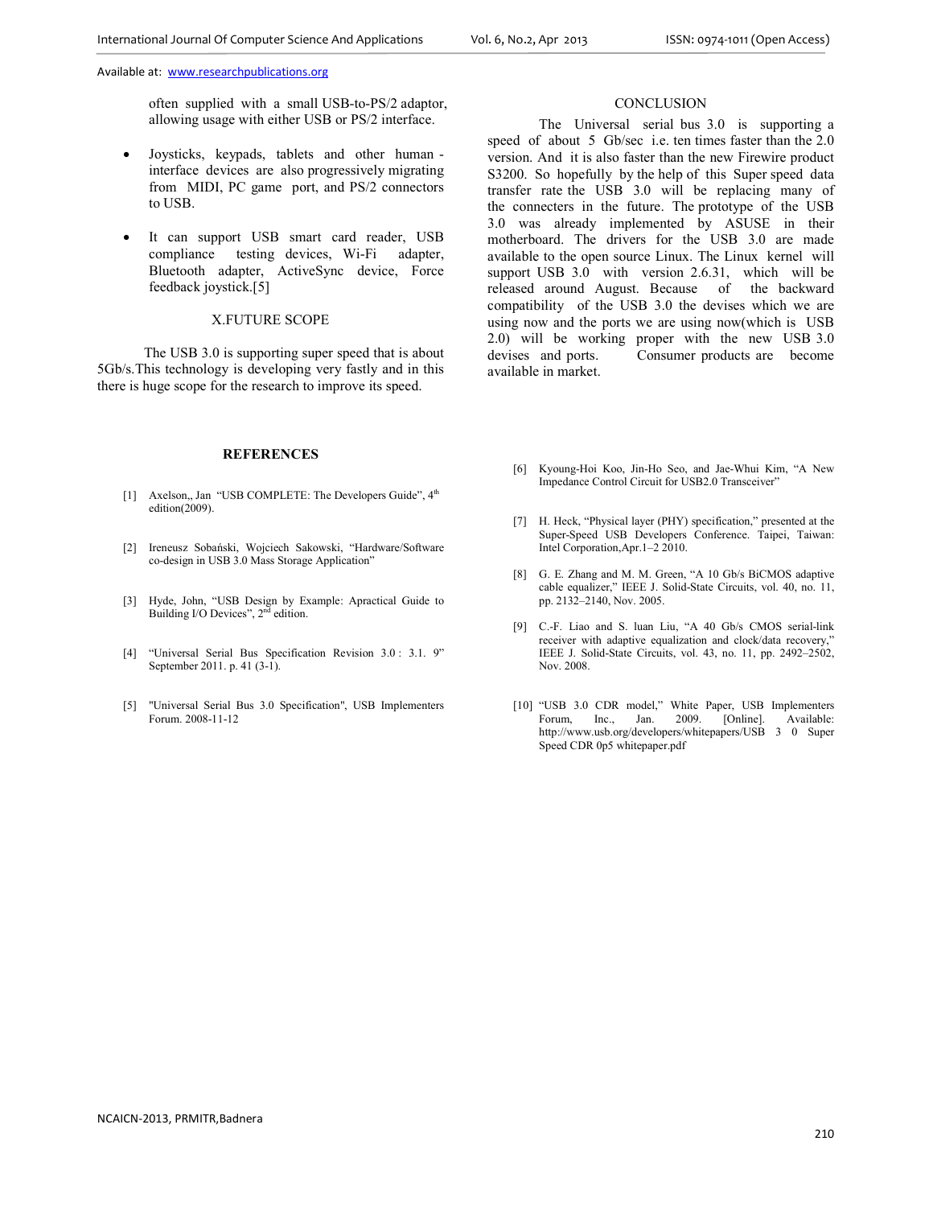often supplied with a small USB-to-PS/2 adaptor, allowing usage with either USB or PS/2 interface.

- Joysticks, keypads, tablets and other human - interface devices are also progressively migrating from MIDI, PC game port, and PS/2 connectors to USB.
- It can support USB smart card reader, USB compliance testing devices, Wi-Fi adapter, Bluetooth adapter, ActiveSync device, Force feedback joystick.[5]

## X.FUTURE SCOPE

The USB 3.0 is supporting super speed that is about 5Gb/s.This technology is developing very fastly and in this there is huge scope for the research to improve its speed.

## CONCLUSION

The Universal serial bus 3.0 is supporting a speed of about 5 Gb/sec i.e. ten times faster than the 2.0 version. And it is also faster than the new Firewire product S3200. So hopefully by the help of this Super speed data transfer rate the USB 3.0 will be replacing many of the connecters in the future. The prototype of the USB 3.0 was already implemented by ASUSE in their motherboard. The drivers for the USB 3.0 are made available to the open source Linux. The Linux kernel will support USB 3.0 with version 2.6.31, which will be released around August. Because of the backward compatibility of the USB 3.0 the devises which we are using now and the ports we are using now(which is USB 2.0) will be working proper with the new USB 3.0 devises and ports. Consumer products are become available in market.

## REFERENCES

[1] Axelson,, Jan "USB COMPLETE: The Developers Guide", 4th edition(2009).

[2] Ireneusz Sobański, Wojciech Sakowski, "Hardware/Software co-design in USB 3.0 Mass Storage Application"

[3] Hyde, John, "USB Design by Example: Apractical Guide to Building I/O Devices", 2nd edition.

[4] "Universal Serial Bus Specification Revision 3.0 : 3.1. 9" September 2011. p. 41 (3-1).

[5] "Universal Serial Bus 3.0 Specification", USB Implementers Forum. 2008-11-12

[6] Kyoung-Hoi Koo, Jin-Ho Seo, and Jae-Whui Kim, "A New Impedance Control Circuit for USB2.0 Transceiver"

[7] H. Heck, "Physical layer (PHY) specification," presented at the Super-Speed USB Developers Conference. Taipei, Taiwan: Intel Corporation,Apr.1–2 2010.

[8] G. E. Zhang and M. M. Green, "A 10 Gb/s BiCMOS adaptive cable equalizer," IEEE J. Solid-State Circuits, vol. 40, no. 11, pp. 2132–2140, Nov. 2005.

[9] C.-F. Liao and S. luan Liu, "A 40 Gb/s CMOS serial-link receiver with adaptive equalization and clock/data recovery," IEEE J. Solid-State Circuits, vol. 43, no. 11, pp. 2492–2502, Nov. 2008.

[10] "USB 3.0 CDR model," White Paper, USB Implementers Forum, Inc., Jan. 2009. [Online]. Available: http://www.usb.org/developers/whitepapers/USB 3 0 Super Speed CDR 0p5 whitepaper.pdf